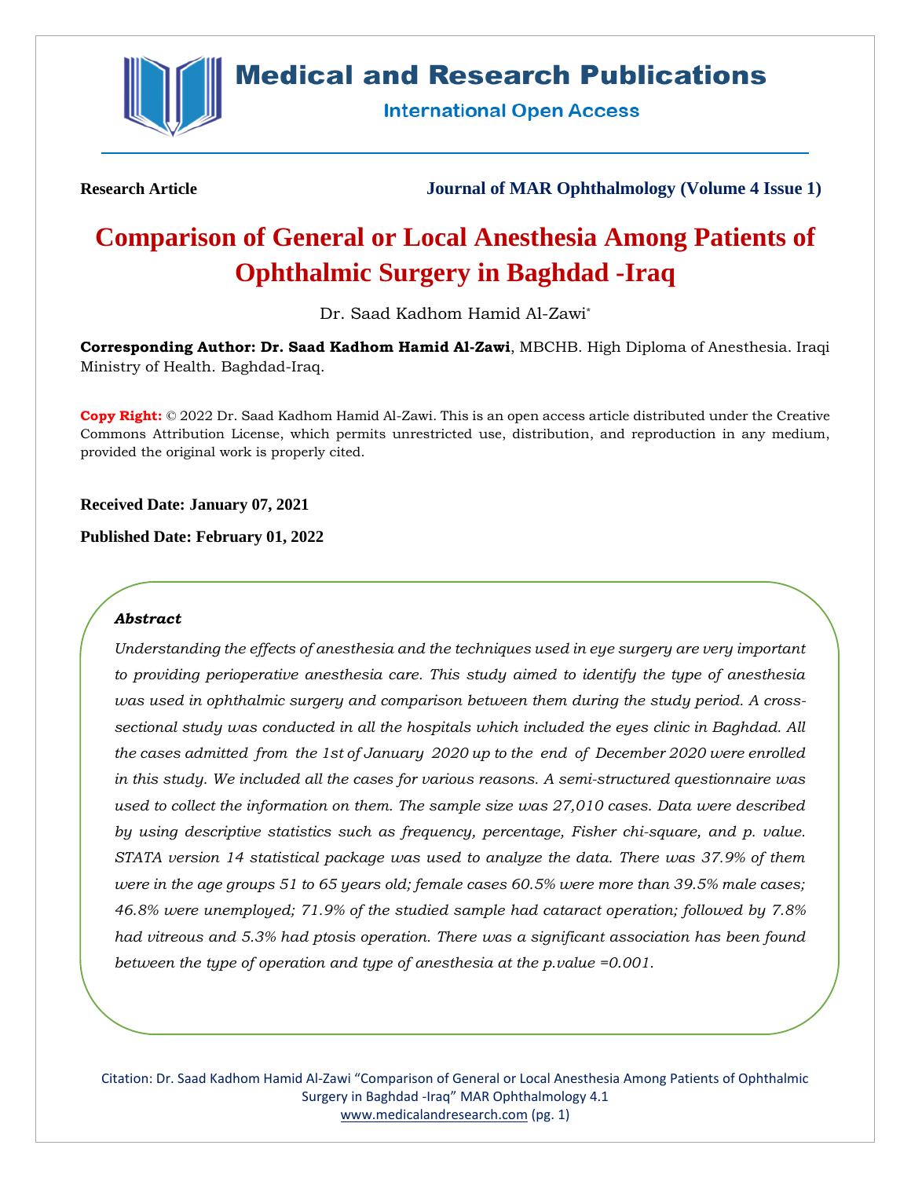Research Article

Journal of MAR Ophthalmology (Volume 4 Issue 1)

# Comparison of General or Local Anesthesia Among Patients of Ophthalmic Surgery in Baghdad -Iraq

Dr. Saad Kadhom Hamid Al-Zawi*

**Corresponding Author: Dr. Saad Kadhom Hamid Al-Zawi**, MBCHB. High Diploma of Anesthesia. Iraqi Ministry of Health. Baghdad-Iraq.

**Copy Right:** © 2022 Dr. Saad Kadhom Hamid Al-Zawi. This is an open access article distributed under the Creative Commons Attribution License, which permits unrestricted use, distribution, and reproduction in any medium, provided the original work is properly cited.

**Received Date: January 07, 2021**

**Published Date: February 01, 2022**

### *Abstract*

*Understanding the effects of anesthesia and the techniques used in eye surgery are very important to providing perioperative anesthesia care. This study aimed to identify the type of anesthesia was used in ophthalmic surgery and comparison between them during the study period. A cross-sectional study was conducted in all the hospitals which included the eyes clinic in Baghdad. All the cases admitted from the 1st of January 2020 up to the end of December 2020 were enrolled in this study. We included all the cases for various reasons. A semi-structured questionnaire was used to collect the information on them. The sample size was 27,010 cases. Data were described by using descriptive statistics such as frequency, percentage, Fisher chi-square, and p. value. STATA version 14 statistical package was used to analyze the data. There was 37.9% of them were in the age groups 51 to 65 years old; female cases 60.5% were more than 39.5% male cases; 46.8% were unemployed; 71.9% of the studied sample had cataract operation; followed by 7.8% had vitreous and 5.3% had ptosis operation. There was a significant association has been found between the type of operation and type of anesthesia at the p.value =0.001.*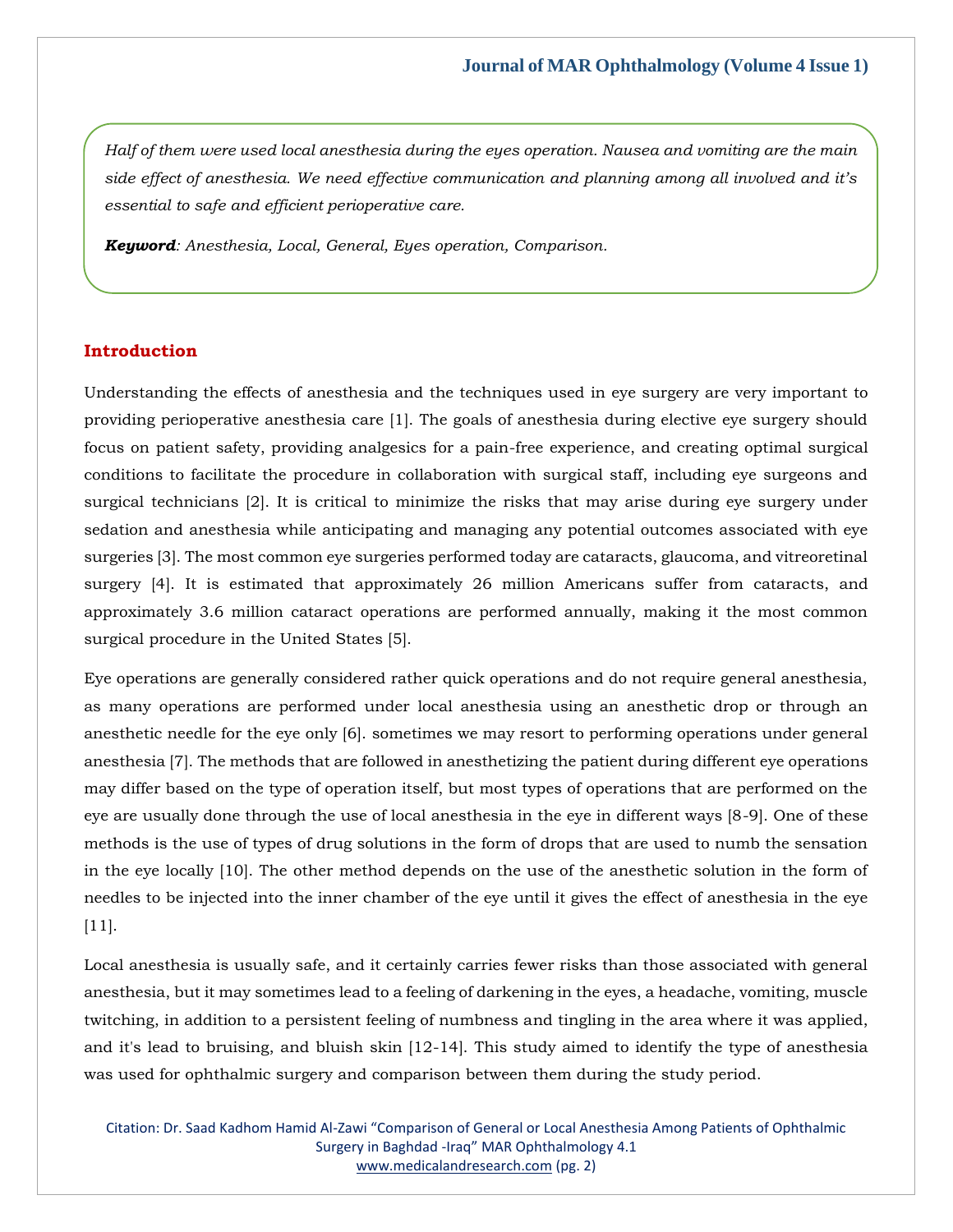*Half of them were used local anesthesia during the eyes operation. Nausea and vomiting are the main side effect of anesthesia. We need effective communication and planning among all involved and it's essential to safe and efficient perioperative care.*

***Keyword****: Anesthesia, Local, General, Eyes operation, Comparison.*

## Introduction

Understanding the effects of anesthesia and the techniques used in eye surgery are very important to providing perioperative anesthesia care [1]. The goals of anesthesia during elective eye surgery should focus on patient safety, providing analgesics for a pain-free experience, and creating optimal surgical conditions to facilitate the procedure in collaboration with surgical staff, including eye surgeons and surgical technicians [2]. It is critical to minimize the risks that may arise during eye surgery under sedation and anesthesia while anticipating and managing any potential outcomes associated with eye surgeries [3]. The most common eye surgeries performed today are cataracts, glaucoma, and vitreoretinal surgery [4]. It is estimated that approximately 26 million Americans suffer from cataracts, and approximately 3.6 million cataract operations are performed annually, making it the most common surgical procedure in the United States [5].

Eye operations are generally considered rather quick operations and do not require general anesthesia, as many operations are performed under local anesthesia using an anesthetic drop or through an anesthetic needle for the eye only [6]. sometimes we may resort to performing operations under general anesthesia [7]. The methods that are followed in anesthetizing the patient during different eye operations may differ based on the type of operation itself, but most types of operations that are performed on the eye are usually done through the use of local anesthesia in the eye in different ways [8-9]. One of these methods is the use of types of drug solutions in the form of drops that are used to numb the sensation in the eye locally [10]. The other method depends on the use of the anesthetic solution in the form of needles to be injected into the inner chamber of the eye until it gives the effect of anesthesia in the eye [11].

Local anesthesia is usually safe, and it certainly carries fewer risks than those associated with general anesthesia, but it may sometimes lead to a feeling of darkening in the eyes, a headache, vomiting, muscle twitching, in addition to a persistent feeling of numbness and tingling in the area where it was applied, and it's lead to bruising, and bluish skin [12-14]. This study aimed to identify the type of anesthesia was used for ophthalmic surgery and comparison between them during the study period.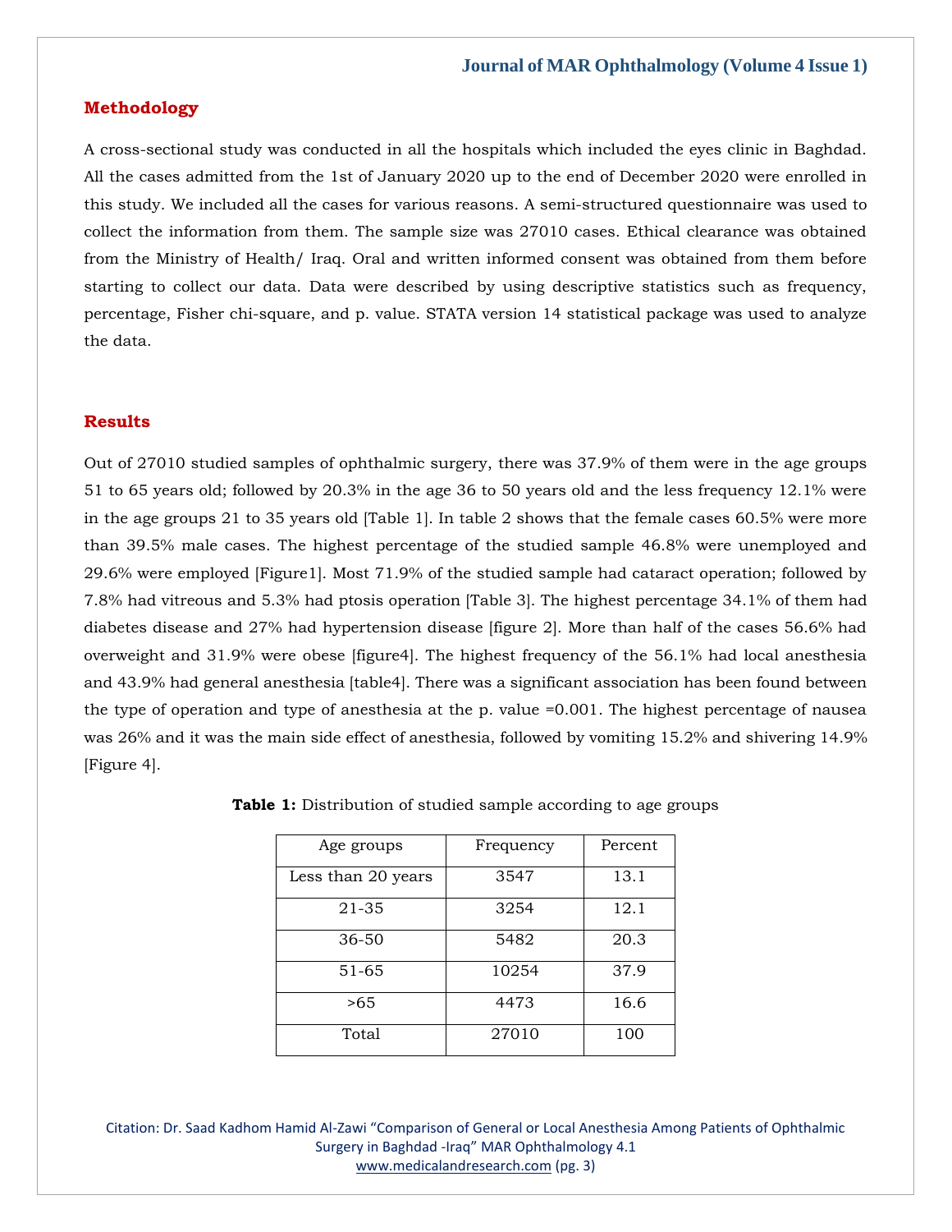## Methodology

A cross-sectional study was conducted in all the hospitals which included the eyes clinic in Baghdad. All the cases admitted from the 1st of January 2020 up to the end of December 2020 were enrolled in this study. We included all the cases for various reasons. A semi-structured questionnaire was used to collect the information from them. The sample size was 27010 cases. Ethical clearance was obtained from the Ministry of Health/ Iraq. Oral and written informed consent was obtained from them before starting to collect our data. Data were described by using descriptive statistics such as frequency, percentage, Fisher chi-square, and p. value. STATA version 14 statistical package was used to analyze the data.

## Results

Out of 27010 studied samples of ophthalmic surgery, there was 37.9% of them were in the age groups 51 to 65 years old; followed by 20.3% in the age 36 to 50 years old and the less frequency 12.1% were in the age groups 21 to 35 years old [Table 1]. In table 2 shows that the female cases 60.5% were more than 39.5% male cases. The highest percentage of the studied sample 46.8% were unemployed and 29.6% were employed [Figure1]. Most 71.9% of the studied sample had cataract operation; followed by 7.8% had vitreous and 5.3% had ptosis operation [Table 3]. The highest percentage 34.1% of them had diabetes disease and 27% had hypertension disease [figure 2]. More than half of the cases 56.6% had overweight and 31.9% were obese [figure4]. The highest frequency of the 56.1% had local anesthesia and 43.9% had general anesthesia [table4]. There was a significant association has been found between the type of operation and type of anesthesia at the p. value =0.001. The highest percentage of nausea was 26% and it was the main side effect of anesthesia, followed by vomiting 15.2% and shivering 14.9% [Figure 4].

**Table 1:** Distribution of studied sample according to age groups

| Age groups | Frequency | Percent |
|---|---|---|
| Less than 20 years | 3547 | 13.1 |
| 21-35 | 3254 | 12.1 |
| 36-50 | 5482 | 20.3 |
| 51-65 | 10254 | 37.9 |
| >65 | 4473 | 16.6 |
| Total | 27010 | 100 |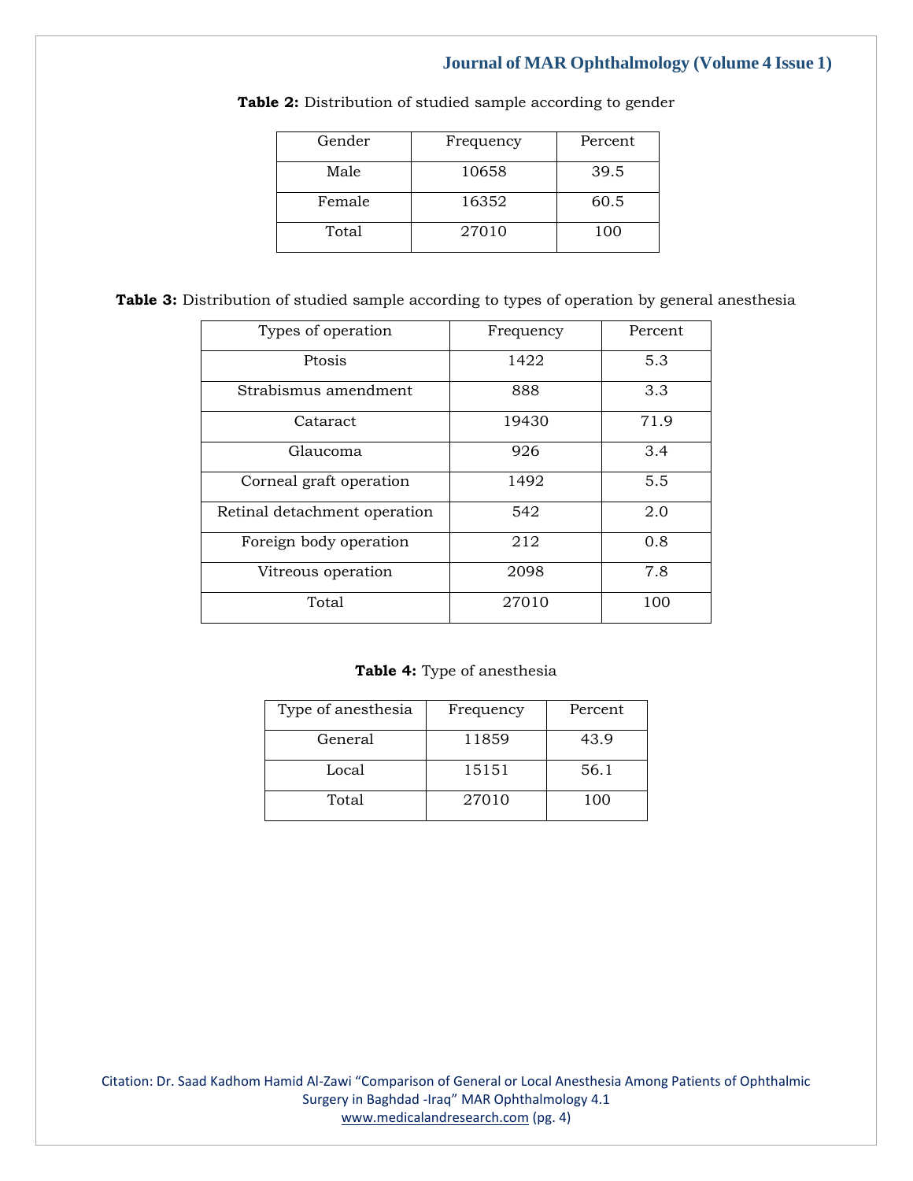**Table 2:** Distribution of studied sample according to gender

| Gender | Frequency | Percent |
|---|---|---|
| Male | 10658 | 39.5 |
| Female | 16352 | 60.5 |
| Total | 27010 | 100 |

**Table 3:** Distribution of studied sample according to types of operation by general anesthesia

| Types of operation | Frequency | Percent |
|---|---|---|
| Ptosis | 1422 | 5.3 |
| Strabismus amendment | 888 | 3.3 |
| Cataract | 19430 | 71.9 |
| Glaucoma | 926 | 3.4 |
| Corneal graft operation | 1492 | 5.5 |
| Retinal detachment operation | 542 | 2.0 |
| Foreign body operation | 212 | 0.8 |
| Vitreous operation | 2098 | 7.8 |
| Total | 27010 | 100 |

**Table 4:** Type of anesthesia

| Type of anesthesia | Frequency | Percent |
|---|---|---|
| General | 11859 | 43.9 |
| Local | 15151 | 56.1 |
| Total | 27010 | 100 |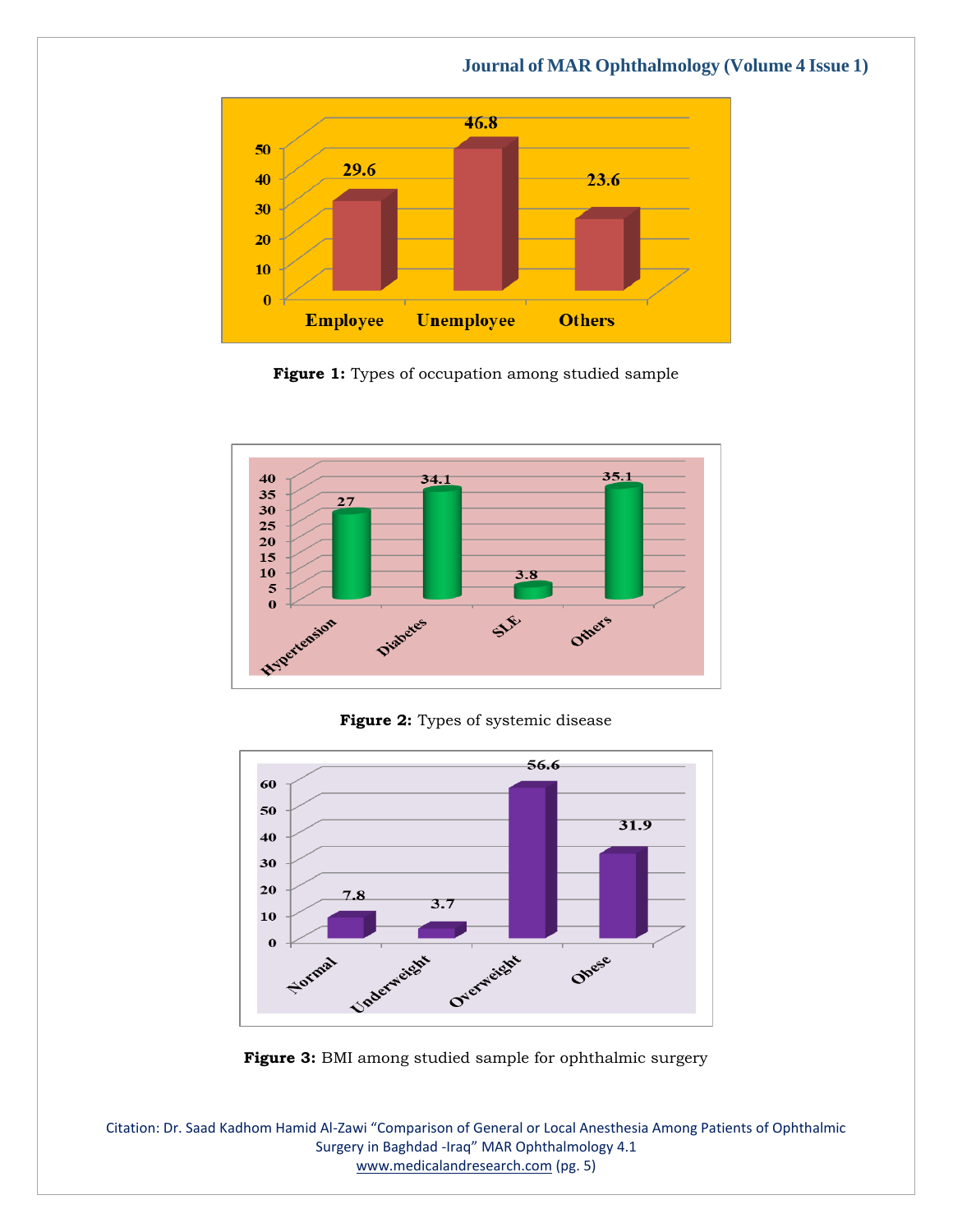**Figure 1:** Types of occupation among studied sample

**Figure 2:** Types of systemic disease

**Figure 3:** BMI among studied sample for ophthalmic surgery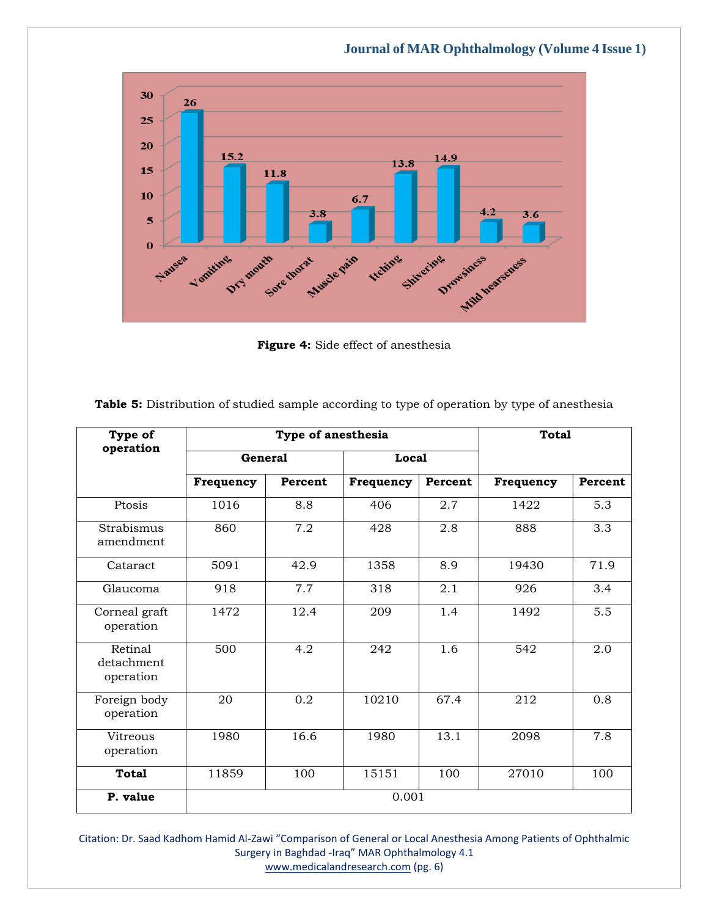**Figure 4:** Side effect of anesthesia

**Table 5:** Distribution of studied sample according to type of operation by type of anesthesia

| Type of operation | Type of anesthesia | | | | Total | |
|---|---|---|---|---|---|---|
| | General | | Local | | | |
| | Frequency | Percent | Frequency | Percent | Frequency | Percent |
| Ptosis | 1016 | 8.8 | 406 | 2.7 | 1422 | 5.3 |
| Strabismus amendment | 860 | 7.2 | 428 | 2.8 | 888 | 3.3 |
| Cataract | 5091 | 42.9 | 1358 | 8.9 | 19430 | 71.9 |
| Glaucoma | 918 | 7.7 | 318 | 2.1 | 926 | 3.4 |
| Corneal graft operation | 1472 | 12.4 | 209 | 1.4 | 1492 | 5.5 |
| Retinal detachment operation | 500 | 4.2 | 242 | 1.6 | 542 | 2.0 |
| Foreign body operation | 20 | 0.2 | 10210 | 67.4 | 212 | 0.8 |
| Vitreous operation | 1980 | 16.6 | 1980 | 13.1 | 2098 | 7.8 |
| **Total** | 11859 | 100 | 15151 | 100 | 27010 | 100 |
| **P. value** | 0.001 | | | | | |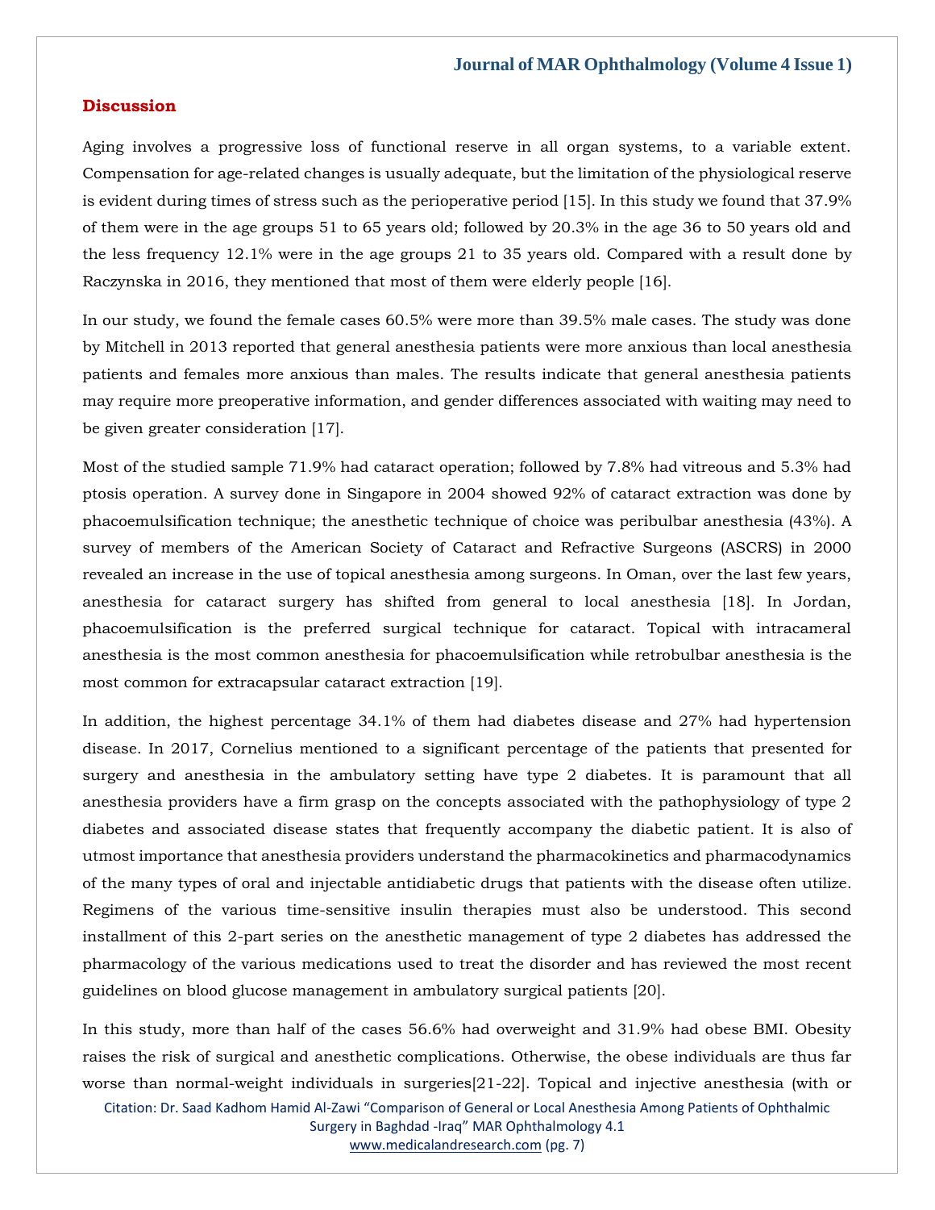## Discussion

Aging involves a progressive loss of functional reserve in all organ systems, to a variable extent. Compensation for age-related changes is usually adequate, but the limitation of the physiological reserve is evident during times of stress such as the perioperative period [15]. In this study we found that 37.9% of them were in the age groups 51 to 65 years old; followed by 20.3% in the age 36 to 50 years old and the less frequency 12.1% were in the age groups 21 to 35 years old. Compared with a result done by Raczynska in 2016, they mentioned that most of them were elderly people [16].

In our study, we found the female cases 60.5% were more than 39.5% male cases. The study was done by Mitchell in 2013 reported that general anesthesia patients were more anxious than local anesthesia patients and females more anxious than males. The results indicate that general anesthesia patients may require more preoperative information, and gender differences associated with waiting may need to be given greater consideration [17].

Most of the studied sample 71.9% had cataract operation; followed by 7.8% had vitreous and 5.3% had ptosis operation. A survey done in Singapore in 2004 showed 92% of cataract extraction was done by phacoemulsification technique; the anesthetic technique of choice was peribulbar anesthesia (43%). A survey of members of the American Society of Cataract and Refractive Surgeons (ASCRS) in 2000 revealed an increase in the use of topical anesthesia among surgeons. In Oman, over the last few years, anesthesia for cataract surgery has shifted from general to local anesthesia [18]. In Jordan, phacoemulsification is the preferred surgical technique for cataract. Topical with intracameral anesthesia is the most common anesthesia for phacoemulsification while retrobulbar anesthesia is the most common for extracapsular cataract extraction [19].

In addition, the highest percentage 34.1% of them had diabetes disease and 27% had hypertension disease. In 2017, Cornelius mentioned to a significant percentage of the patients that presented for surgery and anesthesia in the ambulatory setting have type 2 diabetes. It is paramount that all anesthesia providers have a firm grasp on the concepts associated with the pathophysiology of type 2 diabetes and associated disease states that frequently accompany the diabetic patient. It is also of utmost importance that anesthesia providers understand the pharmacokinetics and pharmacodynamics of the many types of oral and injectable antidiabetic drugs that patients with the disease often utilize. Regimens of the various time-sensitive insulin therapies must also be understood. This second installment of this 2-part series on the anesthetic management of type 2 diabetes has addressed the pharmacology of the various medications used to treat the disorder and has reviewed the most recent guidelines on blood glucose management in ambulatory surgical patients [20].

In this study, more than half of the cases 56.6% had overweight and 31.9% had obese BMI. Obesity raises the risk of surgical and anesthetic complications. Otherwise, the obese individuals are thus far worse than normal-weight individuals in surgeries[21-22]. Topical and injective anesthesia (with or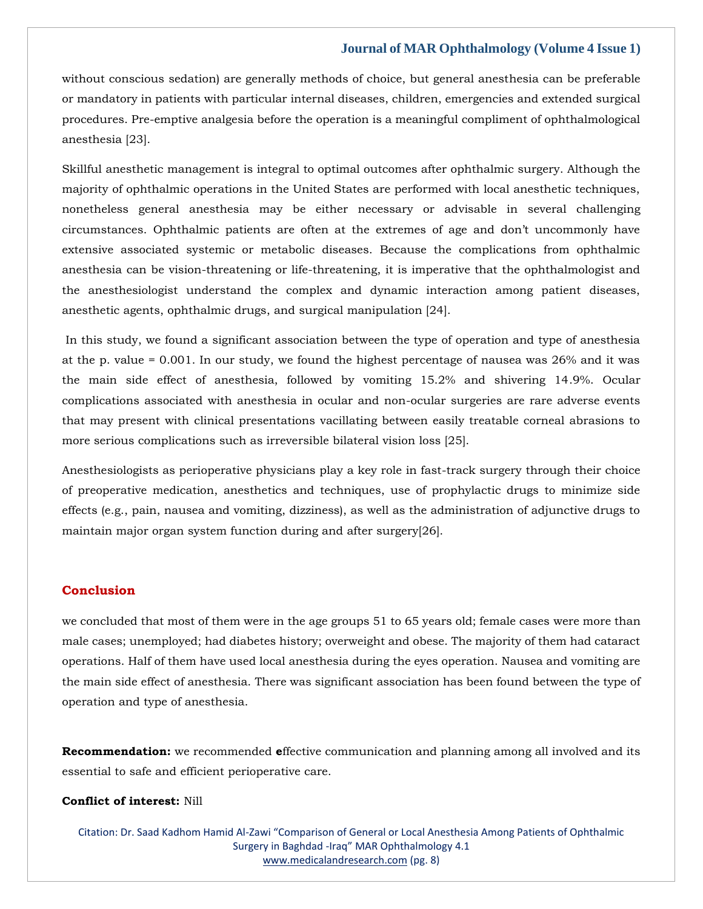without conscious sedation) are generally methods of choice, but general anesthesia can be preferable or mandatory in patients with particular internal diseases, children, emergencies and extended surgical procedures. Pre-emptive analgesia before the operation is a meaningful compliment of ophthalmological anesthesia [23].

Skillful anesthetic management is integral to optimal outcomes after ophthalmic surgery. Although the majority of ophthalmic operations in the United States are performed with local anesthetic techniques, nonetheless general anesthesia may be either necessary or advisable in several challenging circumstances. Ophthalmic patients are often at the extremes of age and don't uncommonly have extensive associated systemic or metabolic diseases. Because the complications from ophthalmic anesthesia can be vision-threatening or life-threatening, it is imperative that the ophthalmologist and the anesthesiologist understand the complex and dynamic interaction among patient diseases, anesthetic agents, ophthalmic drugs, and surgical manipulation [24].

In this study, we found a significant association between the type of operation and type of anesthesia at the p. value = 0.001. In our study, we found the highest percentage of nausea was 26% and it was the main side effect of anesthesia, followed by vomiting 15.2% and shivering 14.9%. Ocular complications associated with anesthesia in ocular and non-ocular surgeries are rare adverse events that may present with clinical presentations vacillating between easily treatable corneal abrasions to more serious complications such as irreversible bilateral vision loss [25].

Anesthesiologists as perioperative physicians play a key role in fast-track surgery through their choice of preoperative medication, anesthetics and techniques, use of prophylactic drugs to minimize side effects (e.g., pain, nausea and vomiting, dizziness), as well as the administration of adjunctive drugs to maintain major organ system function during and after surgery[26].

## Conclusion

we concluded that most of them were in the age groups 51 to 65 years old; female cases were more than male cases; unemployed; had diabetes history; overweight and obese. The majority of them had cataract operations. Half of them have used local anesthesia during the eyes operation. Nausea and vomiting are the main side effect of anesthesia. There was significant association has been found between the type of operation and type of anesthesia.

**Recommendation:** we recommended **e**ffective communication and planning among all involved and its essential to safe and efficient perioperative care.

**Conflict of interest:** Nill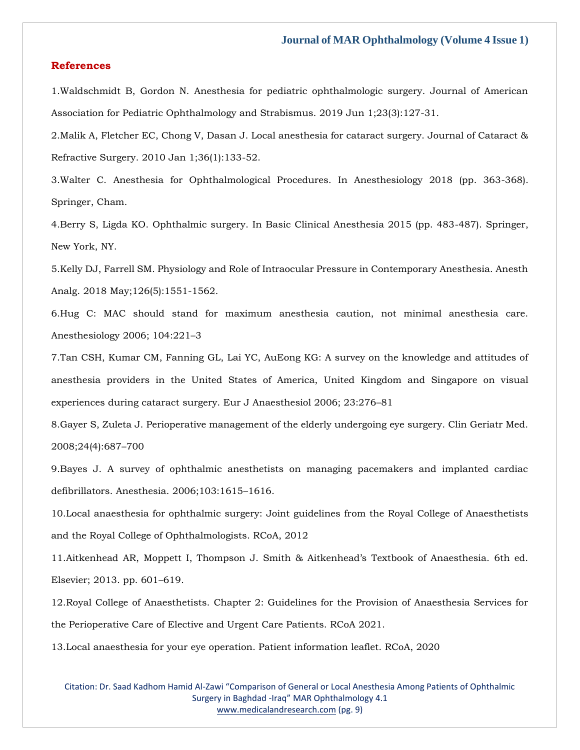## References

1.Waldschmidt B, Gordon N. Anesthesia for pediatric ophthalmologic surgery. Journal of American Association for Pediatric Ophthalmology and Strabismus. 2019 Jun 1;23(3):127-31.

2.Malik A, Fletcher EC, Chong V, Dasan J. Local anesthesia for cataract surgery. Journal of Cataract & Refractive Surgery. 2010 Jan 1;36(1):133-52.

3.Walter C. Anesthesia for Ophthalmological Procedures. In Anesthesiology 2018 (pp. 363-368). Springer, Cham.

4.Berry S, Ligda KO. Ophthalmic surgery. In Basic Clinical Anesthesia 2015 (pp. 483-487). Springer, New York, NY.

5.Kelly DJ, Farrell SM. Physiology and Role of Intraocular Pressure in Contemporary Anesthesia. Anesth Analg. 2018 May;126(5):1551-1562.

6.Hug C: MAC should stand for maximum anesthesia caution, not minimal anesthesia care. Anesthesiology 2006; 104:221–3

7.Tan CSH, Kumar CM, Fanning GL, Lai YC, AuEong KG: A survey on the knowledge and attitudes of anesthesia providers in the United States of America, United Kingdom and Singapore on visual experiences during cataract surgery. Eur J Anaesthesiol 2006; 23:276–81

8.Gayer S, Zuleta J. Perioperative management of the elderly undergoing eye surgery. Clin Geriatr Med. 2008;24(4):687–700

9.Bayes J. A survey of ophthalmic anesthetists on managing pacemakers and implanted cardiac defibrillators. Anesthesia. 2006;103:1615–1616.

10.Local anaesthesia for ophthalmic surgery: Joint guidelines from the Royal College of Anaesthetists and the Royal College of Ophthalmologists. RCoA, 2012

11.Aitkenhead AR, Moppett I, Thompson J. Smith & Aitkenhead's Textbook of Anaesthesia. 6th ed. Elsevier; 2013. pp. 601–619.

12.Royal College of Anaesthetists. Chapter 2: Guidelines for the Provision of Anaesthesia Services for the Perioperative Care of Elective and Urgent Care Patients. RCoA 2021.

13.Local anaesthesia for your eye operation. Patient information leaflet. RCoA, 2020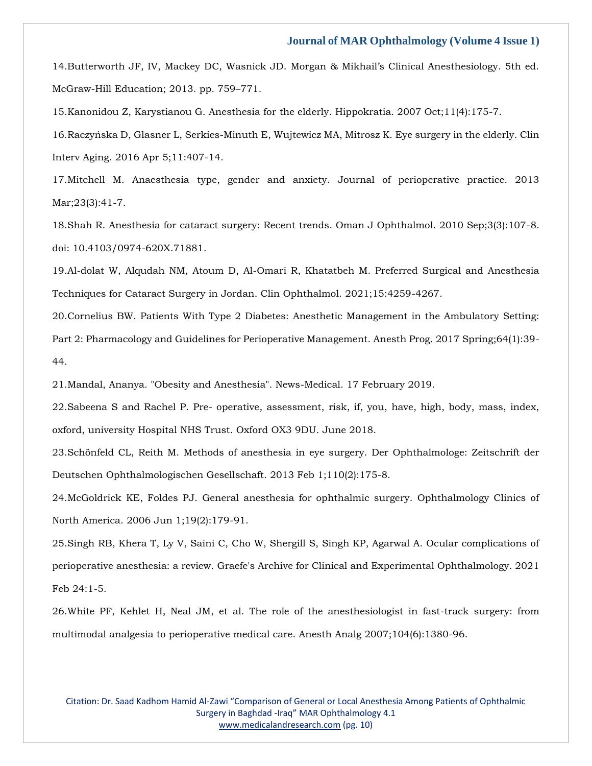14.Butterworth JF, IV, Mackey DC, Wasnick JD. Morgan & Mikhail's Clinical Anesthesiology. 5th ed. McGraw-Hill Education; 2013. pp. 759–771.

15.Kanonidou Z, Karystianou G. Anesthesia for the elderly. Hippokratia. 2007 Oct;11(4):175-7.

16.Raczyńska D, Glasner L, Serkies-Minuth E, Wujtewicz MA, Mitrosz K. Eye surgery in the elderly. Clin Interv Aging. 2016 Apr 5;11:407-14.

17.Mitchell M. Anaesthesia type, gender and anxiety. Journal of perioperative practice. 2013 Mar;23(3):41-7.

18.Shah R. Anesthesia for cataract surgery: Recent trends. Oman J Ophthalmol. 2010 Sep;3(3):107-8. doi: 10.4103/0974-620X.71881.

19.Al-dolat W, Alqudah NM, Atoum D, Al-Omari R, Khatatbeh M. Preferred Surgical and Anesthesia Techniques for Cataract Surgery in Jordan. Clin Ophthalmol. 2021;15:4259-4267.

20.Cornelius BW. Patients With Type 2 Diabetes: Anesthetic Management in the Ambulatory Setting: Part 2: Pharmacology and Guidelines for Perioperative Management. Anesth Prog. 2017 Spring;64(1):39-44.

21.Mandal, Ananya. "Obesity and Anesthesia". News-Medical. 17 February 2019.

22.Sabeena S and Rachel P. Pre- operative, assessment, risk, if, you, have, high, body, mass, index, oxford, university Hospital NHS Trust. Oxford OX3 9DU. June 2018.

23.Schönfeld CL, Reith M. Methods of anesthesia in eye surgery. Der Ophthalmologe: Zeitschrift der Deutschen Ophthalmologischen Gesellschaft. 2013 Feb 1;110(2):175-8.

24.McGoldrick KE, Foldes PJ. General anesthesia for ophthalmic surgery. Ophthalmology Clinics of North America. 2006 Jun 1;19(2):179-91.

25.Singh RB, Khera T, Ly V, Saini C, Cho W, Shergill S, Singh KP, Agarwal A. Ocular complications of perioperative anesthesia: a review. Graefe's Archive for Clinical and Experimental Ophthalmology. 2021 Feb 24:1-5.

26.White PF, Kehlet H, Neal JM, et al. The role of the anesthesiologist in fast-track surgery: from multimodal analgesia to perioperative medical care. Anesth Analg 2007;104(6):1380-96.